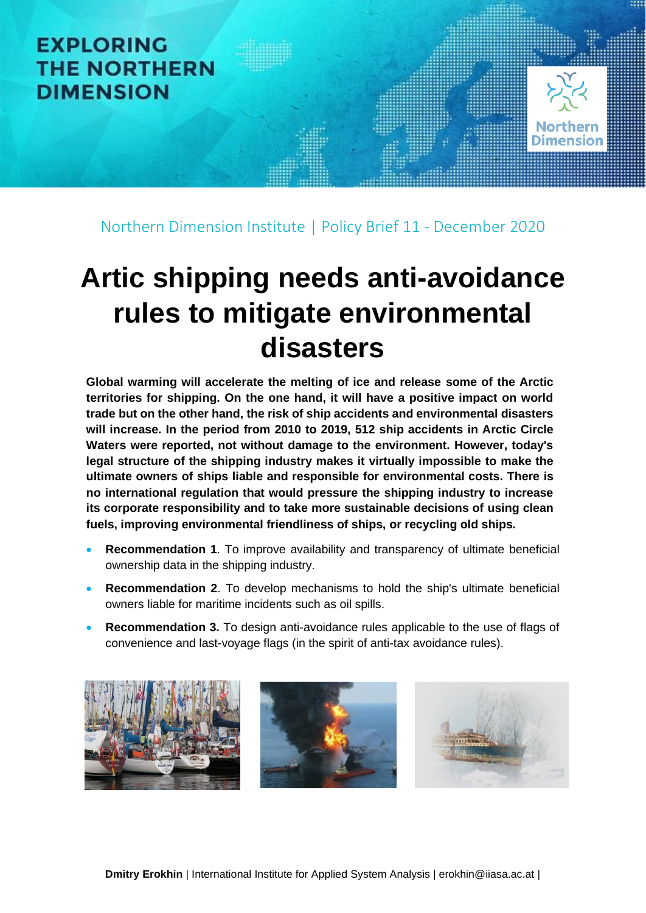EXPLORING THE NORTHERN DIMENSION

Northern Dimension

Northern Dimension Institute | Policy Brief 11 - December 2020

# Artic shipping needs anti-avoidance rules to mitigate environmental disasters

**Global warming will accelerate the melting of ice and release some of the Arctic territories for shipping. On the one hand, it will have a positive impact on world trade but on the other hand, the risk of ship accidents and environmental disasters will increase. In the period from 2010 to 2019, 512 ship accidents in Arctic Circle Waters were reported, not without damage to the environment. However, today's legal structure of the shipping industry makes it virtually impossible to make the ultimate owners of ships liable and responsible for environmental costs. There is no international regulation that would pressure the shipping industry to increase its corporate responsibility and to take more sustainable decisions of using clean fuels, improving environmental friendliness of ships, or recycling old ships.**

- **Recommendation 1**. To improve availability and transparency of ultimate beneficial ownership data in the shipping industry.
- **Recommendation 2**. To develop mechanisms to hold the ship's ultimate beneficial owners liable for maritime incidents such as oil spills.
- **Recommendation 3.** To design anti-avoidance rules applicable to the use of flags of convenience and last-voyage flags (in the spirit of anti-tax avoidance rules).

**Dmitry Erokhin** | International Institute for Applied System Analysis | erokhin@iiasa.ac.at |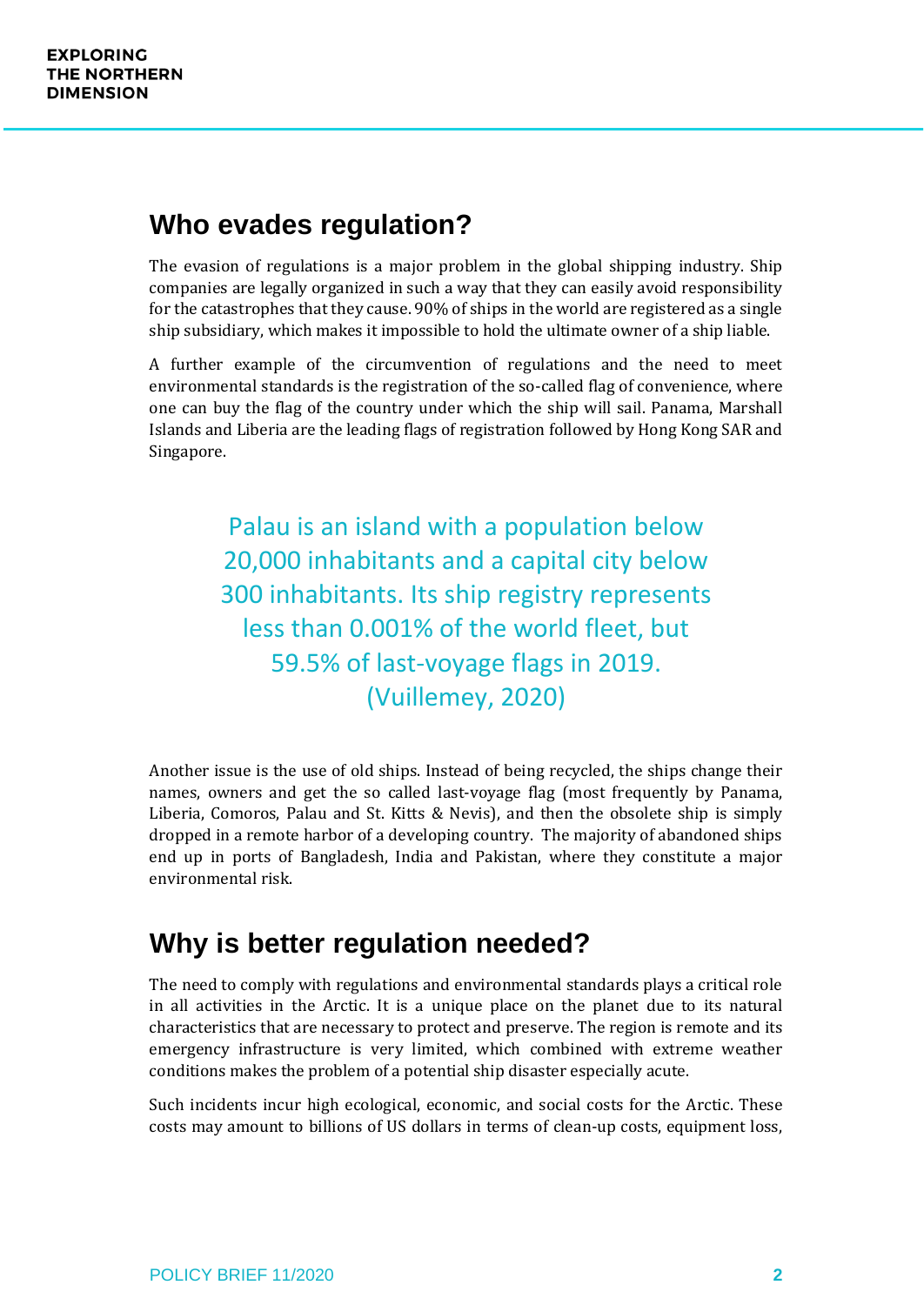## Who evades regulation?

The evasion of regulations is a major problem in the global shipping industry. Ship companies are legally organized in such a way that they can easily avoid responsibility for the catastrophes that they cause. 90% of ships in the world are registered as a single ship subsidiary, which makes it impossible to hold the ultimate owner of a ship liable.

A further example of the circumvention of regulations and the need to meet environmental standards is the registration of the so-called flag of convenience, where one can buy the flag of the country under which the ship will sail. Panama, Marshall Islands and Liberia are the leading flags of registration followed by Hong Kong SAR and Singapore.

> Palau is an island with a population below 20,000 inhabitants and a capital city below 300 inhabitants. Its ship registry represents less than 0.001% of the world fleet, but 59.5% of last-voyage flags in 2019. (Vuillemey, 2020)

Another issue is the use of old ships. Instead of being recycled, the ships change their names, owners and get the so called last-voyage flag (most frequently by Panama, Liberia, Comoros, Palau and St. Kitts & Nevis), and then the obsolete ship is simply dropped in a remote harbor of a developing country. The majority of abandoned ships end up in ports of Bangladesh, India and Pakistan, where they constitute a major environmental risk.

## Why is better regulation needed?

The need to comply with regulations and environmental standards plays a critical role in all activities in the Arctic. It is a unique place on the planet due to its natural characteristics that are necessary to protect and preserve. The region is remote and its emergency infrastructure is very limited, which combined with extreme weather conditions makes the problem of a potential ship disaster especially acute.

Such incidents incur high ecological, economic, and social costs for the Arctic. These costs may amount to billions of US dollars in terms of clean-up costs, equipment loss,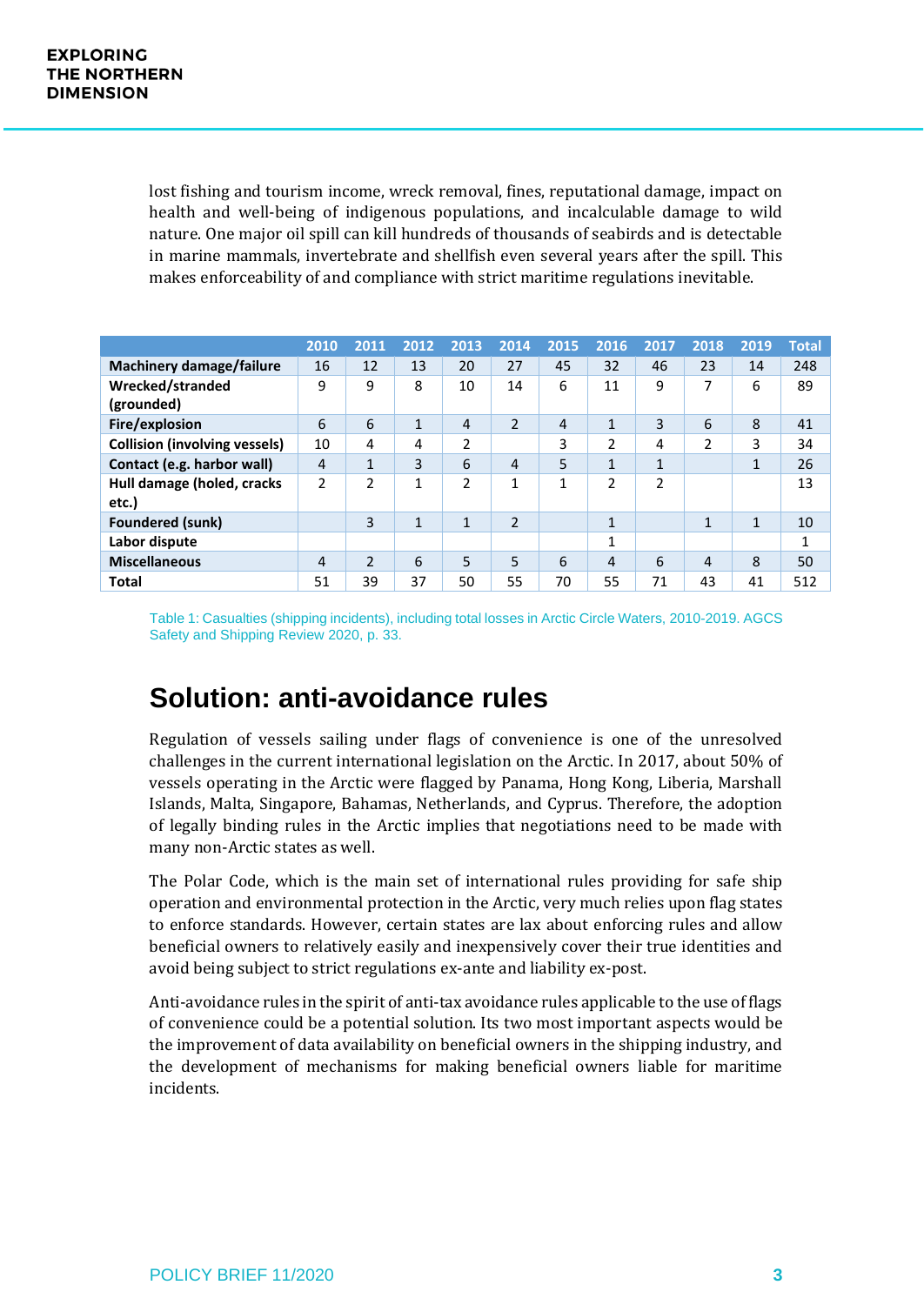lost fishing and tourism income, wreck removal, fines, reputational damage, impact on health and well-being of indigenous populations, and incalculable damage to wild nature. One major oil spill can kill hundreds of thousands of seabirds and is detectable in marine mammals, invertebrate and shellfish even several years after the spill. This makes enforceability of and compliance with strict maritime regulations inevitable.

| | 2010 | 2011 | 2012 | 2013 | 2014 | 2015 | 2016 | 2017 | 2018 | 2019 | Total |
|---|---|---|---|---|---|---|---|---|---|---|---|
| **Machinery damage/failure** | 16 | 12 | 13 | 20 | 27 | 45 | 32 | 46 | 23 | 14 | 248 |
| **Wrecked/stranded (grounded)** | 9 | 9 | 8 | 10 | 14 | 6 | 11 | 9 | 7 | 6 | 89 |
| **Fire/explosion** | 6 | 6 | 1 | 4 | 2 | 4 | 1 | 3 | 6 | 8 | 41 |
| **Collision (involving vessels)** | 10 | 4 | 4 | 2 | | 3 | 2 | 4 | 2 | 3 | 34 |
| **Contact (e.g. harbor wall)** | 4 | 1 | 3 | 6 | 4 | 5 | 1 | 1 | | 1 | 26 |
| **Hull damage (holed, cracks etc.)** | 2 | 2 | 1 | 2 | 1 | 1 | 2 | 2 | | | 13 |
| **Foundered (sunk)** | | 3 | 1 | 1 | 2 | | 1 | | 1 | 1 | 10 |
| **Labor dispute** | | | | | | | 1 | | | | 1 |
| **Miscellaneous** | 4 | 2 | 6 | 5 | 5 | 6 | 4 | 6 | 4 | 8 | 50 |
| **Total** | 51 | 39 | 37 | 50 | 55 | 70 | 55 | 71 | 43 | 41 | 512 |

Table 1: Casualties (shipping incidents), including total losses in Arctic Circle Waters, 2010-2019. AGCS Safety and Shipping Review 2020, p. 33.

## Solution: anti-avoidance rules

Regulation of vessels sailing under flags of convenience is one of the unresolved challenges in the current international legislation on the Arctic. In 2017, about 50% of vessels operating in the Arctic were flagged by Panama, Hong Kong, Liberia, Marshall Islands, Malta, Singapore, Bahamas, Netherlands, and Cyprus. Therefore, the adoption of legally binding rules in the Arctic implies that negotiations need to be made with many non-Arctic states as well.

The Polar Code, which is the main set of international rules providing for safe ship operation and environmental protection in the Arctic, very much relies upon flag states to enforce standards. However, certain states are lax about enforcing rules and allow beneficial owners to relatively easily and inexpensively cover their true identities and avoid being subject to strict regulations ex-ante and liability ex-post.

Anti-avoidance rules in the spirit of anti-tax avoidance rules applicable to the use of flags of convenience could be a potential solution. Its two most important aspects would be the improvement of data availability on beneficial owners in the shipping industry, and the development of mechanisms for making beneficial owners liable for maritime incidents.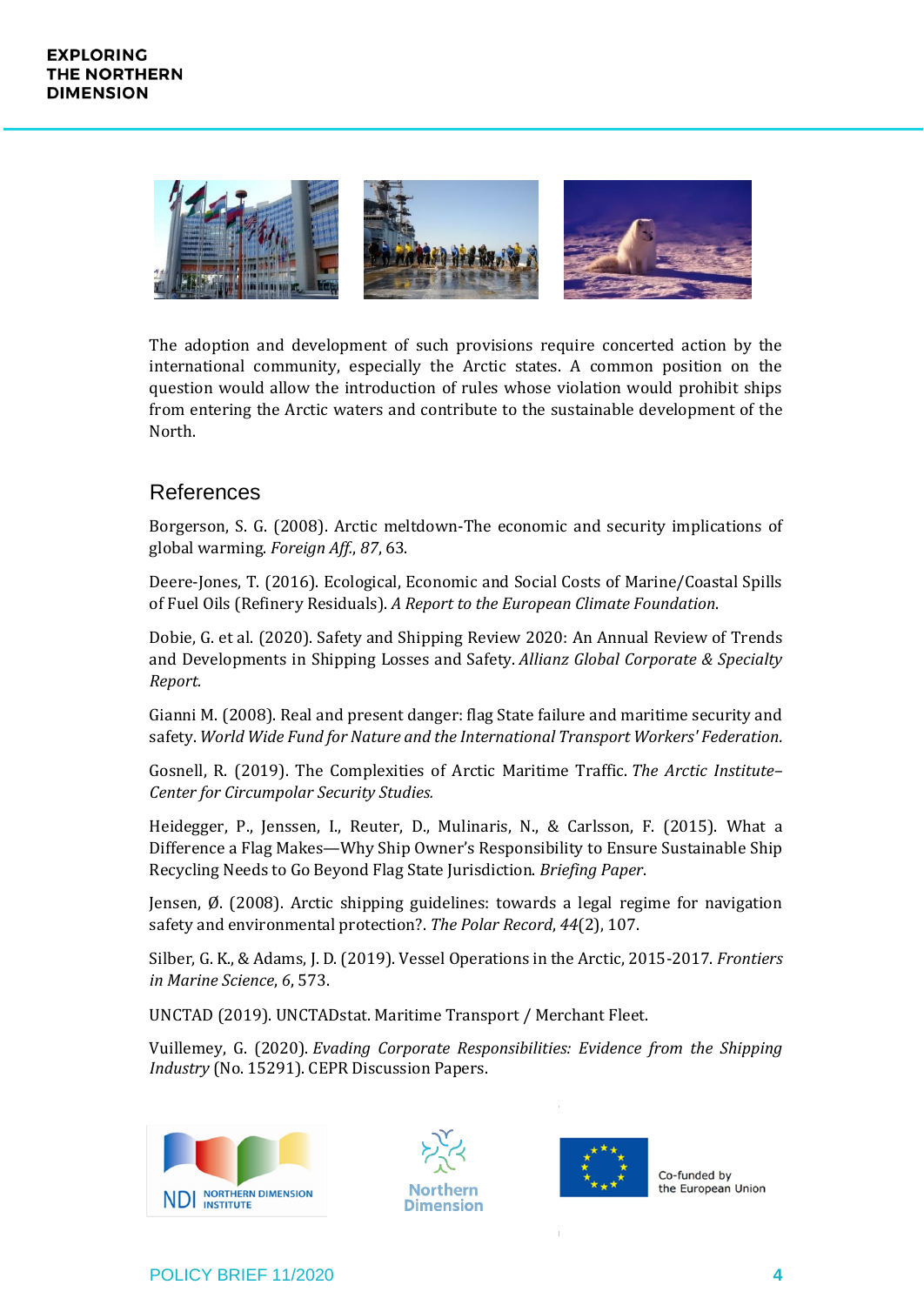The adoption and development of such provisions require concerted action by the international community, especially the Arctic states. A common position on the question would allow the introduction of rules whose violation would prohibit ships from entering the Arctic waters and contribute to the sustainable development of the North.

## References

Borgerson, S. G. (2008). Arctic meltdown-The economic and security implications of global warming. *Foreign Aff.*, *87*, 63.

Deere-Jones, T. (2016). Ecological, Economic and Social Costs of Marine/Coastal Spills of Fuel Oils (Refinery Residuals). *A Report to the European Climate Foundation*.

Dobie, G. et al. (2020). Safety and Shipping Review 2020: An Annual Review of Trends and Developments in Shipping Losses and Safety. *Allianz Global Corporate & Specialty Report.*

Gianni M. (2008). Real and present danger: flag State failure and maritime security and safety. *World Wide Fund for Nature and the International Transport Workers' Federation.*

Gosnell, R. (2019). The Complexities of Arctic Maritime Traffic. *The Arctic Institute–Center for Circumpolar Security Studies.*

Heidegger, P., Jenssen, I., Reuter, D., Mulinaris, N., & Carlsson, F. (2015). What a Difference a Flag Makes—Why Ship Owner's Responsibility to Ensure Sustainable Ship Recycling Needs to Go Beyond Flag State Jurisdiction. *Briefing Paper*.

Jensen, Ø. (2008). Arctic shipping guidelines: towards a legal regime for navigation safety and environmental protection?. *The Polar Record*, *44*(2), 107.

Silber, G. K., & Adams, J. D. (2019). Vessel Operations in the Arctic, 2015-2017. *Frontiers in Marine Science*, *6*, 573.

UNCTAD (2019). UNCTADstat. Maritime Transport / Merchant Fleet.

Vuillemey, G. (2020). *Evading Corporate Responsibilities: Evidence from the Shipping Industry* (No. 15291). CEPR Discussion Papers.

NDI NORTHERN DIMENSION INSTITUTE

Northern Dimension

Co-funded by the European Union

POLICY BRIEF 11/2020